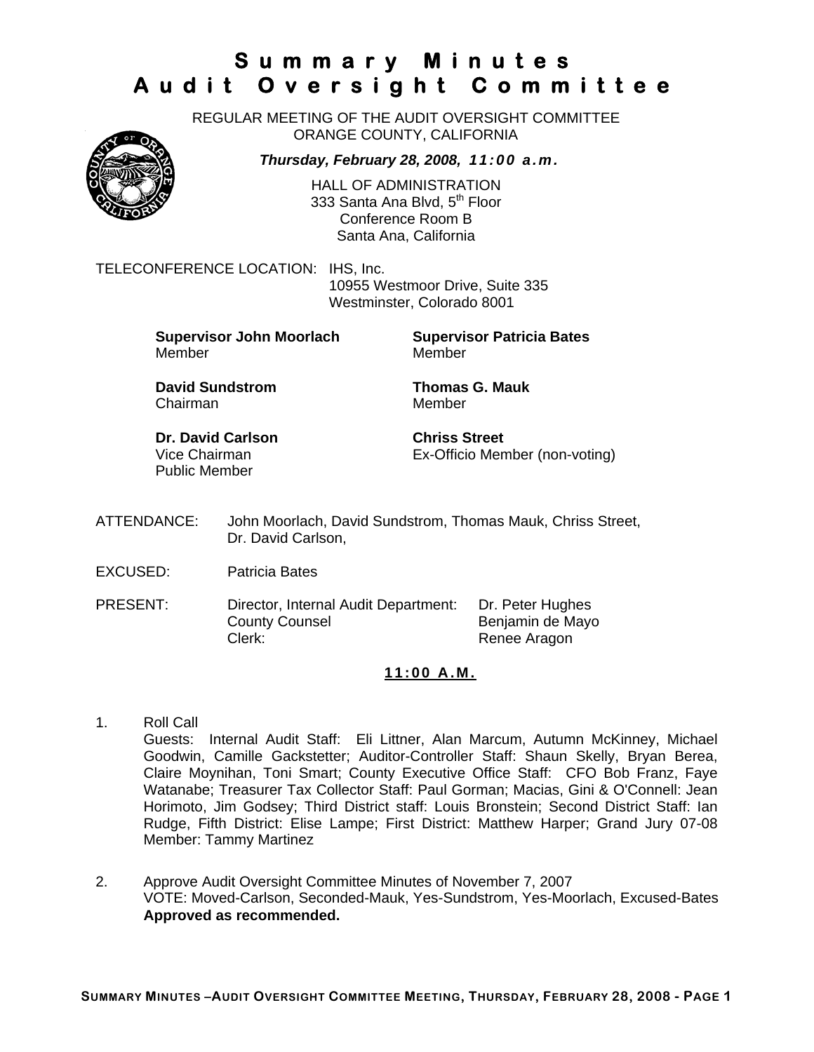# Summary Minutes Audit Oversight Committee

REGULAR MEETING OF THE AUDIT OVERSIGHT COMMITTEE
ORANGE COUNTY, CALIFORNIA

***Thursday, February 28, 2008, 11:00 a.m.***

HALL OF ADMINISTRATION
333 Santa Ana Blvd, 5th Floor
Conference Room B
Santa Ana, California

TELECONFERENCE LOCATION: IHS, Inc.
10955 Westmoor Drive, Suite 335
Westminster, Colorado 8001

**Supervisor John Moorlach**
Member

**Supervisor Patricia Bates**
Member

**David Sundstrom**
Chairman

**Thomas G. Mauk**
Member

**Dr. David Carlson**
Vice Chairman
Public Member

**Chriss Street**
Ex-Officio Member (non-voting)

ATTENDANCE: John Moorlach, David Sundstrom, Thomas Mauk, Chriss Street, Dr. David Carlson,

EXCUSED: Patricia Bates

PRESENT:

| | |
|---|---|
| Director, Internal Audit Department: | Dr. Peter Hughes |
| County Counsel | Benjamin de Mayo |
| Clerk: | Renee Aragon |

**11:00 A.M.**

1. Roll Call
   Guests: Internal Audit Staff: Eli Littner, Alan Marcum, Autumn McKinney, Michael Goodwin, Camille Gackstetter; Auditor-Controller Staff: Shaun Skelly, Bryan Berea, Claire Moynihan, Toni Smart; County Executive Office Staff: CFO Bob Franz, Faye Watanabe; Treasurer Tax Collector Staff: Paul Gorman; Macias, Gini & O'Connell: Jean Horimoto, Jim Godsey; Third District staff: Louis Bronstein; Second District Staff: Ian Rudge, Fifth District: Elise Lampe; First District: Matthew Harper; Grand Jury 07-08 Member: Tammy Martinez

2. Approve Audit Oversight Committee Minutes of November 7, 2007
   VOTE: Moved-Carlson, Seconded-Mauk, Yes-Sundstrom, Yes-Moorlach, Excused-Bates
   **Approved as recommended.**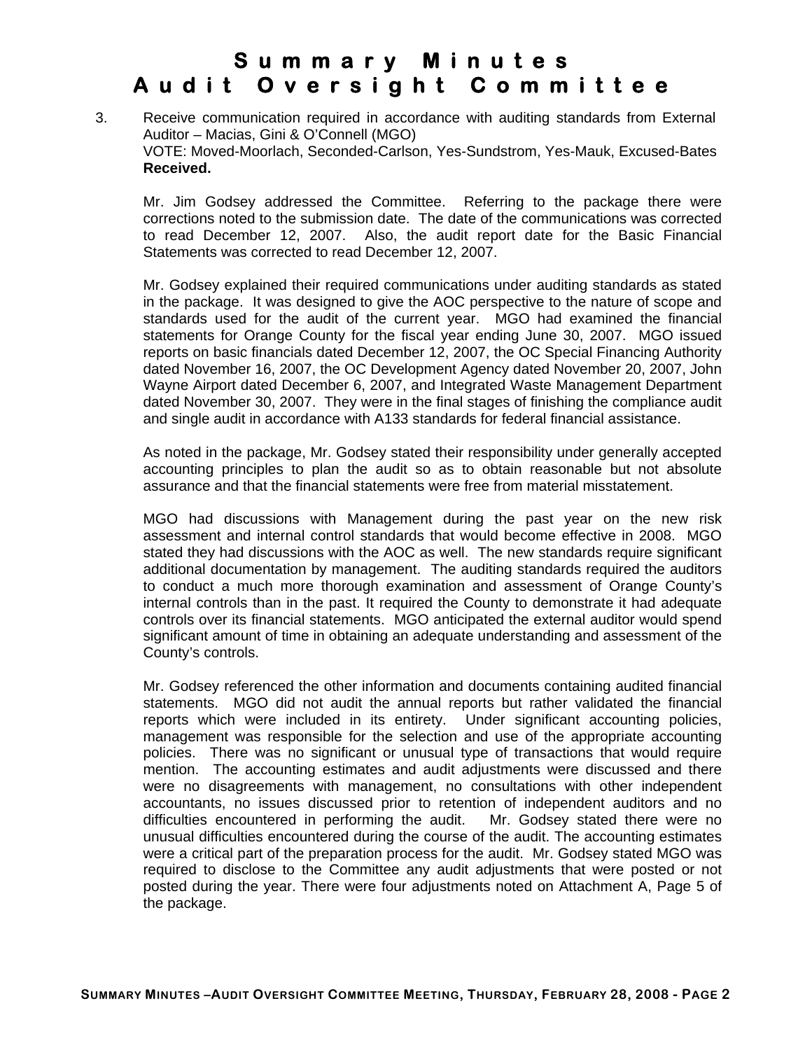# Summary Minutes
# Audit Oversight Committee

3. Receive communication required in accordance with auditing standards from External Auditor – Macias, Gini & O'Connell (MGO)
VOTE: Moved-Moorlach, Seconded-Carlson, Yes-Sundstrom, Yes-Mauk, Excused-Bates
**Received.**

Mr. Jim Godsey addressed the Committee. Referring to the package there were corrections noted to the submission date. The date of the communications was corrected to read December 12, 2007. Also, the audit report date for the Basic Financial Statements was corrected to read December 12, 2007.

Mr. Godsey explained their required communications under auditing standards as stated in the package. It was designed to give the AOC perspective to the nature of scope and standards used for the audit of the current year. MGO had examined the financial statements for Orange County for the fiscal year ending June 30, 2007. MGO issued reports on basic financials dated December 12, 2007, the OC Special Financing Authority dated November 16, 2007, the OC Development Agency dated November 20, 2007, John Wayne Airport dated December 6, 2007, and Integrated Waste Management Department dated November 30, 2007. They were in the final stages of finishing the compliance audit and single audit in accordance with A133 standards for federal financial assistance.

As noted in the package, Mr. Godsey stated their responsibility under generally accepted accounting principles to plan the audit so as to obtain reasonable but not absolute assurance and that the financial statements were free from material misstatement.

MGO had discussions with Management during the past year on the new risk assessment and internal control standards that would become effective in 2008. MGO stated they had discussions with the AOC as well. The new standards require significant additional documentation by management. The auditing standards required the auditors to conduct a much more thorough examination and assessment of Orange County's internal controls than in the past. It required the County to demonstrate it had adequate controls over its financial statements. MGO anticipated the external auditor would spend significant amount of time in obtaining an adequate understanding and assessment of the County's controls.

Mr. Godsey referenced the other information and documents containing audited financial statements. MGO did not audit the annual reports but rather validated the financial reports which were included in its entirety. Under significant accounting policies, management was responsible for the selection and use of the appropriate accounting policies. There was no significant or unusual type of transactions that would require mention. The accounting estimates and audit adjustments were discussed and there were no disagreements with management, no consultations with other independent accountants, no issues discussed prior to retention of independent auditors and no difficulties encountered in performing the audit. Mr. Godsey stated there were no unusual difficulties encountered during the course of the audit. The accounting estimates were a critical part of the preparation process for the audit. Mr. Godsey stated MGO was required to disclose to the Committee any audit adjustments that were posted or not posted during the year. There were four adjustments noted on Attachment A, Page 5 of the package.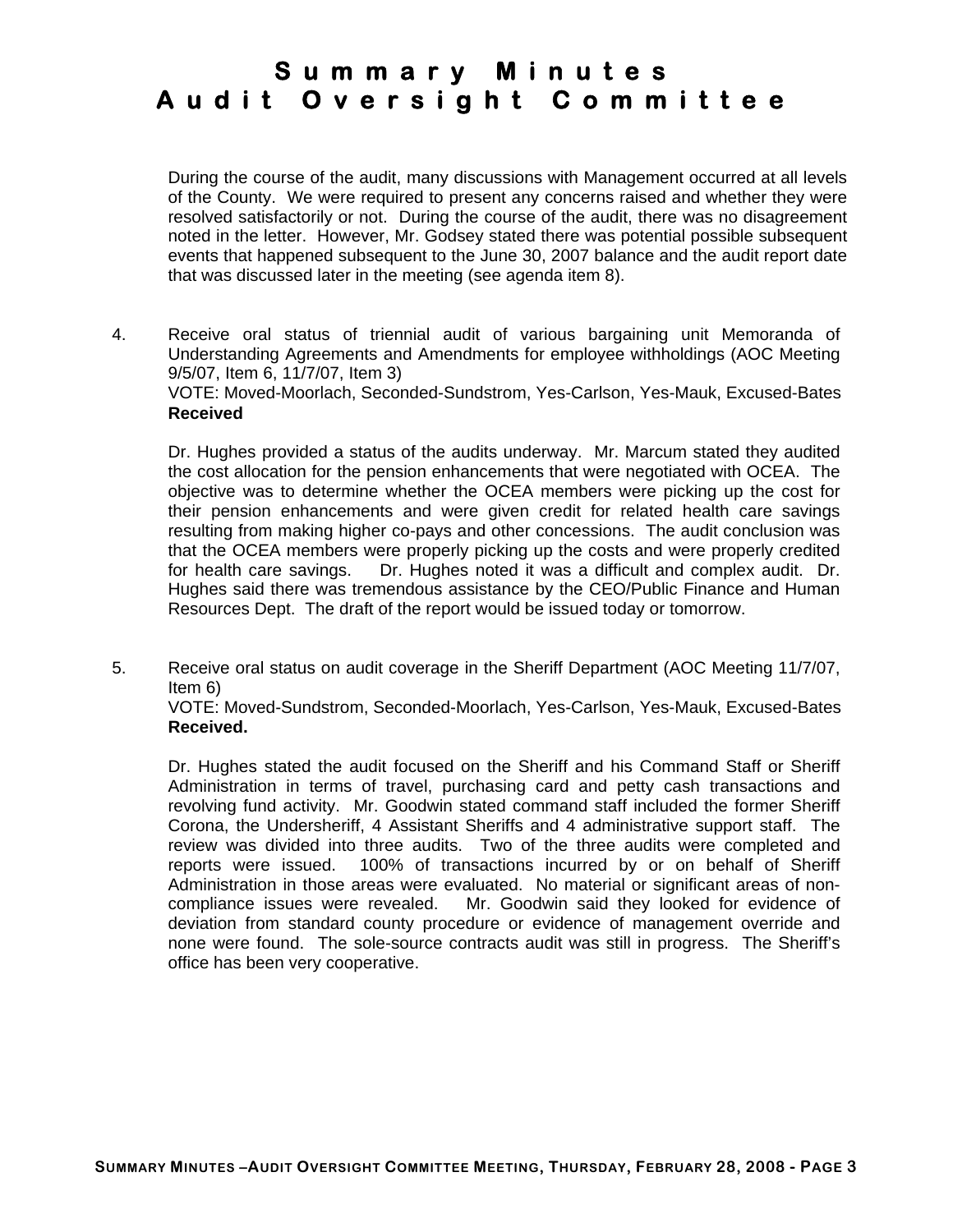During the course of the audit, many discussions with Management occurred at all levels of the County. We were required to present any concerns raised and whether they were resolved satisfactorily or not. During the course of the audit, there was no disagreement noted in the letter. However, Mr. Godsey stated there was potential possible subsequent events that happened subsequent to the June 30, 2007 balance and the audit report date that was discussed later in the meeting (see agenda item 8).

4. Receive oral status of triennial audit of various bargaining unit Memoranda of Understanding Agreements and Amendments for employee withholdings (AOC Meeting 9/5/07, Item 6, 11/7/07, Item 3)
   VOTE: Moved-Moorlach, Seconded-Sundstrom, Yes-Carlson, Yes-Mauk, Excused-Bates
   **Received**

   Dr. Hughes provided a status of the audits underway. Mr. Marcum stated they audited the cost allocation for the pension enhancements that were negotiated with OCEA. The objective was to determine whether the OCEA members were picking up the cost for their pension enhancements and were given credit for related health care savings resulting from making higher co-pays and other concessions. The audit conclusion was that the OCEA members were properly picking up the costs and were properly credited for health care savings. Dr. Hughes noted it was a difficult and complex audit. Dr. Hughes said there was tremendous assistance by the CEO/Public Finance and Human Resources Dept. The draft of the report would be issued today or tomorrow.

5. Receive oral status on audit coverage in the Sheriff Department (AOC Meeting 11/7/07, Item 6)
   VOTE: Moved-Sundstrom, Seconded-Moorlach, Yes-Carlson, Yes-Mauk, Excused-Bates
   **Received.**

   Dr. Hughes stated the audit focused on the Sheriff and his Command Staff or Sheriff Administration in terms of travel, purchasing card and petty cash transactions and revolving fund activity. Mr. Goodwin stated command staff included the former Sheriff Corona, the Undersheriff, 4 Assistant Sheriffs and 4 administrative support staff. The review was divided into three audits. Two of the three audits were completed and reports were issued. 100% of transactions incurred by or on behalf of Sheriff Administration in those areas were evaluated. No material or significant areas of non-compliance issues were revealed. Mr. Goodwin said they looked for evidence of deviation from standard county procedure or evidence of management override and none were found. The sole-source contracts audit was still in progress. The Sheriff's office has been very cooperative.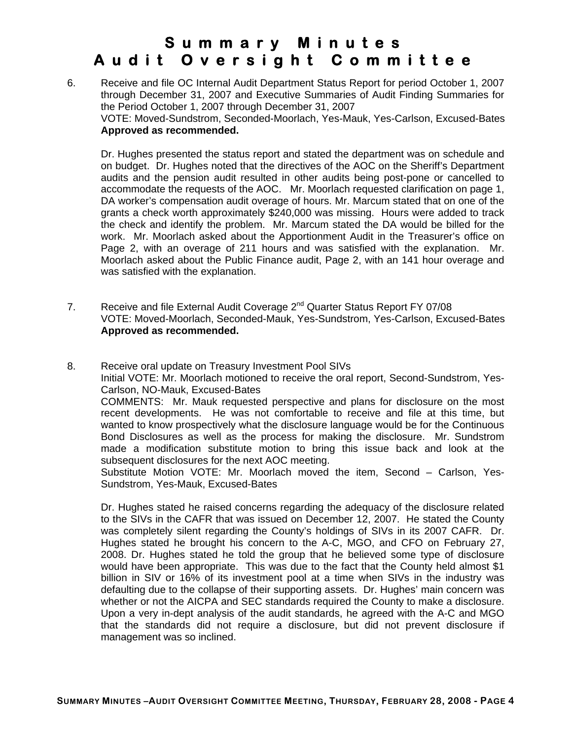# Summary Minutes
# Audit Oversight Committee

6. Receive and file OC Internal Audit Department Status Report for period October 1, 2007 through December 31, 2007 and Executive Summaries of Audit Finding Summaries for the Period October 1, 2007 through December 31, 2007
   VOTE: Moved-Sundstrom, Seconded-Moorlach, Yes-Mauk, Yes-Carlson, Excused-Bates
   **Approved as recommended.**

   Dr. Hughes presented the status report and stated the department was on schedule and on budget. Dr. Hughes noted that the directives of the AOC on the Sheriff's Department audits and the pension audit resulted in other audits being post-pone or cancelled to accommodate the requests of the AOC. Mr. Moorlach requested clarification on page 1, DA worker's compensation audit overage of hours. Mr. Marcum stated that on one of the grants a check worth approximately $240,000 was missing. Hours were added to track the check and identify the problem. Mr. Marcum stated the DA would be billed for the work. Mr. Moorlach asked about the Apportionment Audit in the Treasurer's office on Page 2, with an overage of 211 hours and was satisfied with the explanation. Mr. Moorlach asked about the Public Finance audit, Page 2, with an 141 hour overage and was satisfied with the explanation.

7. Receive and file External Audit Coverage 2nd Quarter Status Report FY 07/08
   VOTE: Moved-Moorlach, Seconded-Mauk, Yes-Sundstrom, Yes-Carlson, Excused-Bates
   **Approved as recommended.**

8. Receive oral update on Treasury Investment Pool SIVs
   Initial VOTE: Mr. Moorlach motioned to receive the oral report, Second-Sundstrom, Yes-Carlson, NO-Mauk, Excused-Bates
   COMMENTS: Mr. Mauk requested perspective and plans for disclosure on the most recent developments. He was not comfortable to receive and file at this time, but wanted to know prospectively what the disclosure language would be for the Continuous Bond Disclosures as well as the process for making the disclosure. Mr. Sundstrom made a modification substitute motion to bring this issue back and look at the subsequent disclosures for the next AOC meeting.
   Substitute Motion VOTE: Mr. Moorlach moved the item, Second – Carlson, Yes-Sundstrom, Yes-Mauk, Excused-Bates

   Dr. Hughes stated he raised concerns regarding the adequacy of the disclosure related to the SIVs in the CAFR that was issued on December 12, 2007. He stated the County was completely silent regarding the County's holdings of SIVs in its 2007 CAFR. Dr. Hughes stated he brought his concern to the A-C, MGO, and CFO on February 27, 2008. Dr. Hughes stated he told the group that he believed some type of disclosure would have been appropriate. This was due to the fact that the County held almost $1 billion in SIV or 16% of its investment pool at a time when SIVs in the industry was defaulting due to the collapse of their supporting assets. Dr. Hughes' main concern was whether or not the AICPA and SEC standards required the County to make a disclosure. Upon a very in-dept analysis of the audit standards, he agreed with the A-C and MGO that the standards did not require a disclosure, but did not prevent disclosure if management was so inclined.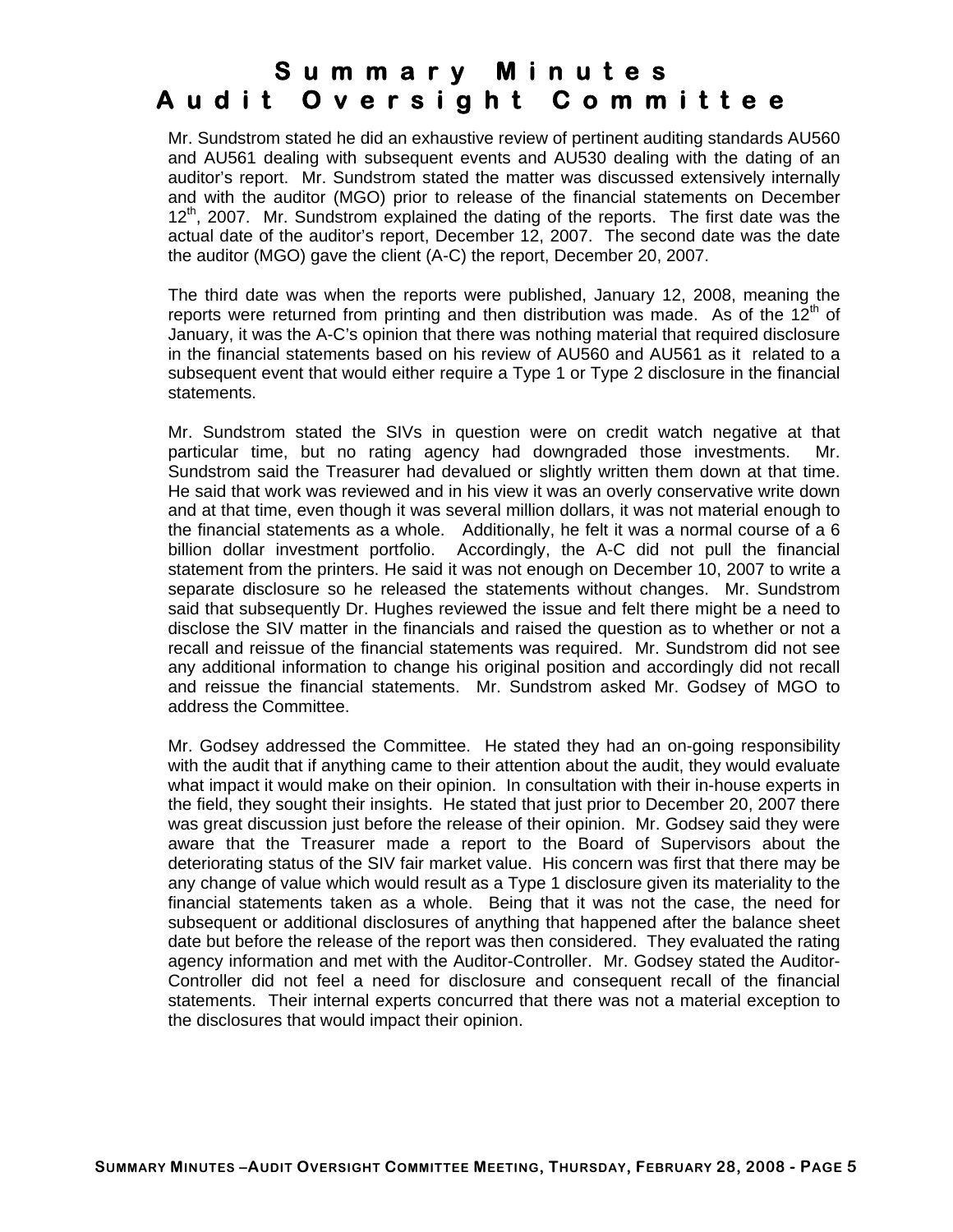Mr. Sundstrom stated he did an exhaustive review of pertinent auditing standards AU560 and AU561 dealing with subsequent events and AU530 dealing with the dating of an auditor's report. Mr. Sundstrom stated the matter was discussed extensively internally and with the auditor (MGO) prior to release of the financial statements on December 12th, 2007. Mr. Sundstrom explained the dating of the reports. The first date was the actual date of the auditor's report, December 12, 2007. The second date was the date the auditor (MGO) gave the client (A-C) the report, December 20, 2007.

The third date was when the reports were published, January 12, 2008, meaning the reports were returned from printing and then distribution was made. As of the 12th of January, it was the A-C's opinion that there was nothing material that required disclosure in the financial statements based on his review of AU560 and AU561 as it related to a subsequent event that would either require a Type 1 or Type 2 disclosure in the financial statements.

Mr. Sundstrom stated the SIVs in question were on credit watch negative at that particular time, but no rating agency had downgraded those investments. Mr. Sundstrom said the Treasurer had devalued or slightly written them down at that time. He said that work was reviewed and in his view it was an overly conservative write down and at that time, even though it was several million dollars, it was not material enough to the financial statements as a whole. Additionally, he felt it was a normal course of a 6 billion dollar investment portfolio. Accordingly, the A-C did not pull the financial statement from the printers. He said it was not enough on December 10, 2007 to write a separate disclosure so he released the statements without changes. Mr. Sundstrom said that subsequently Dr. Hughes reviewed the issue and felt there might be a need to disclose the SIV matter in the financials and raised the question as to whether or not a recall and reissue of the financial statements was required. Mr. Sundstrom did not see any additional information to change his original position and accordingly did not recall and reissue the financial statements. Mr. Sundstrom asked Mr. Godsey of MGO to address the Committee.

Mr. Godsey addressed the Committee. He stated they had an on-going responsibility with the audit that if anything came to their attention about the audit, they would evaluate what impact it would make on their opinion. In consultation with their in-house experts in the field, they sought their insights. He stated that just prior to December 20, 2007 there was great discussion just before the release of their opinion. Mr. Godsey said they were aware that the Treasurer made a report to the Board of Supervisors about the deteriorating status of the SIV fair market value. His concern was first that there may be any change of value which would result as a Type 1 disclosure given its materiality to the financial statements taken as a whole. Being that it was not the case, the need for subsequent or additional disclosures of anything that happened after the balance sheet date but before the release of the report was then considered. They evaluated the rating agency information and met with the Auditor-Controller. Mr. Godsey stated the Auditor-Controller did not feel a need for disclosure and consequent recall of the financial statements. Their internal experts concurred that there was not a material exception to the disclosures that would impact their opinion.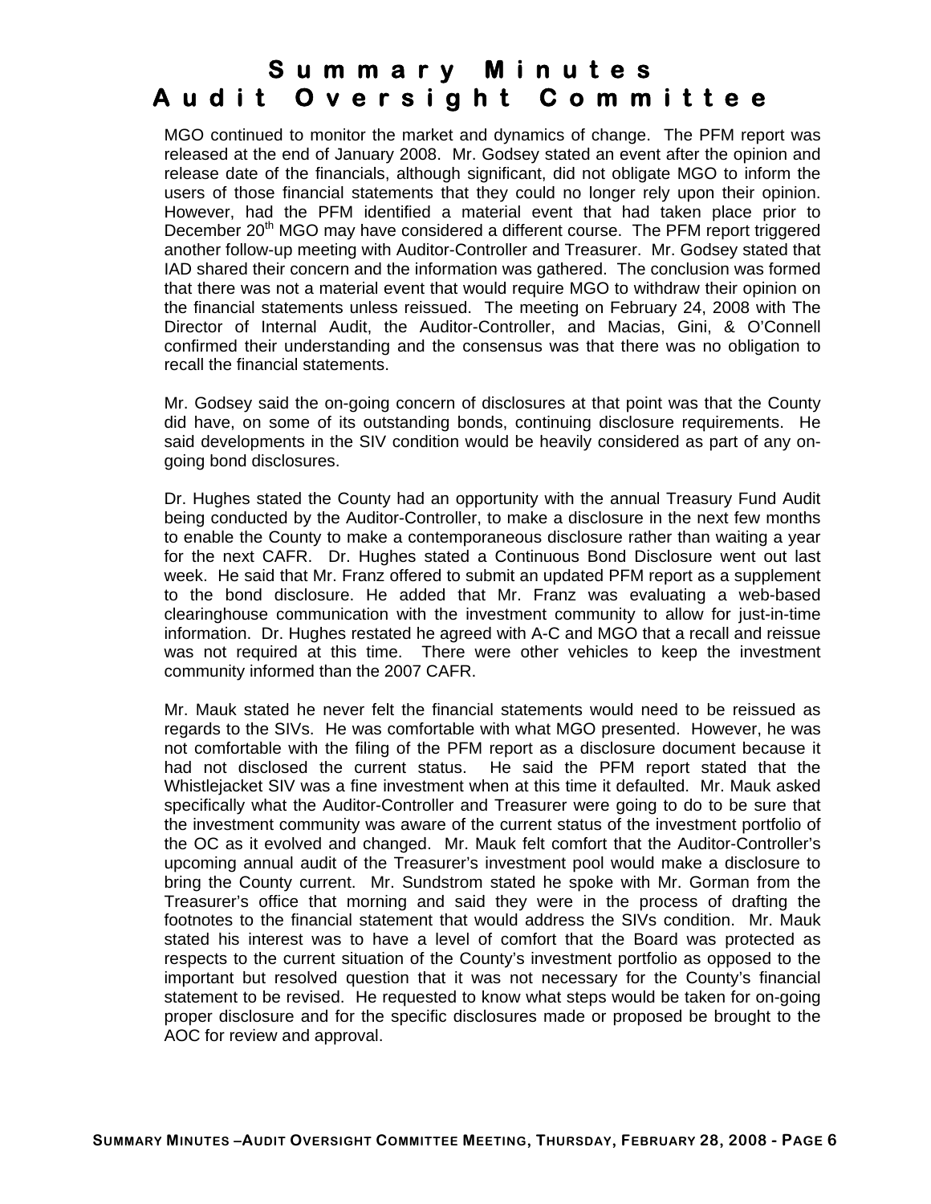MGO continued to monitor the market and dynamics of change. The PFM report was released at the end of January 2008. Mr. Godsey stated an event after the opinion and release date of the financials, although significant, did not obligate MGO to inform the users of those financial statements that they could no longer rely upon their opinion. However, had the PFM identified a material event that had taken place prior to December 20th MGO may have considered a different course. The PFM report triggered another follow-up meeting with Auditor-Controller and Treasurer. Mr. Godsey stated that IAD shared their concern and the information was gathered. The conclusion was formed that there was not a material event that would require MGO to withdraw their opinion on the financial statements unless reissued. The meeting on February 24, 2008 with The Director of Internal Audit, the Auditor-Controller, and Macias, Gini, & O'Connell confirmed their understanding and the consensus was that there was no obligation to recall the financial statements.

Mr. Godsey said the on-going concern of disclosures at that point was that the County did have, on some of its outstanding bonds, continuing disclosure requirements. He said developments in the SIV condition would be heavily considered as part of any on-going bond disclosures.

Dr. Hughes stated the County had an opportunity with the annual Treasury Fund Audit being conducted by the Auditor-Controller, to make a disclosure in the next few months to enable the County to make a contemporaneous disclosure rather than waiting a year for the next CAFR. Dr. Hughes stated a Continuous Bond Disclosure went out last week. He said that Mr. Franz offered to submit an updated PFM report as a supplement to the bond disclosure. He added that Mr. Franz was evaluating a web-based clearinghouse communication with the investment community to allow for just-in-time information. Dr. Hughes restated he agreed with A-C and MGO that a recall and reissue was not required at this time. There were other vehicles to keep the investment community informed than the 2007 CAFR.

Mr. Mauk stated he never felt the financial statements would need to be reissued as regards to the SIVs. He was comfortable with what MGO presented. However, he was not comfortable with the filing of the PFM report as a disclosure document because it had not disclosed the current status. He said the PFM report stated that the Whistlejacket SIV was a fine investment when at this time it defaulted. Mr. Mauk asked specifically what the Auditor-Controller and Treasurer were going to do to be sure that the investment community was aware of the current status of the investment portfolio of the OC as it evolved and changed. Mr. Mauk felt comfort that the Auditor-Controller's upcoming annual audit of the Treasurer's investment pool would make a disclosure to bring the County current. Mr. Sundstrom stated he spoke with Mr. Gorman from the Treasurer's office that morning and said they were in the process of drafting the footnotes to the financial statement that would address the SIVs condition. Mr. Mauk stated his interest was to have a level of comfort that the Board was protected as respects to the current situation of the County's investment portfolio as opposed to the important but resolved question that it was not necessary for the County's financial statement to be revised. He requested to know what steps would be taken for on-going proper disclosure and for the specific disclosures made or proposed be brought to the AOC for review and approval.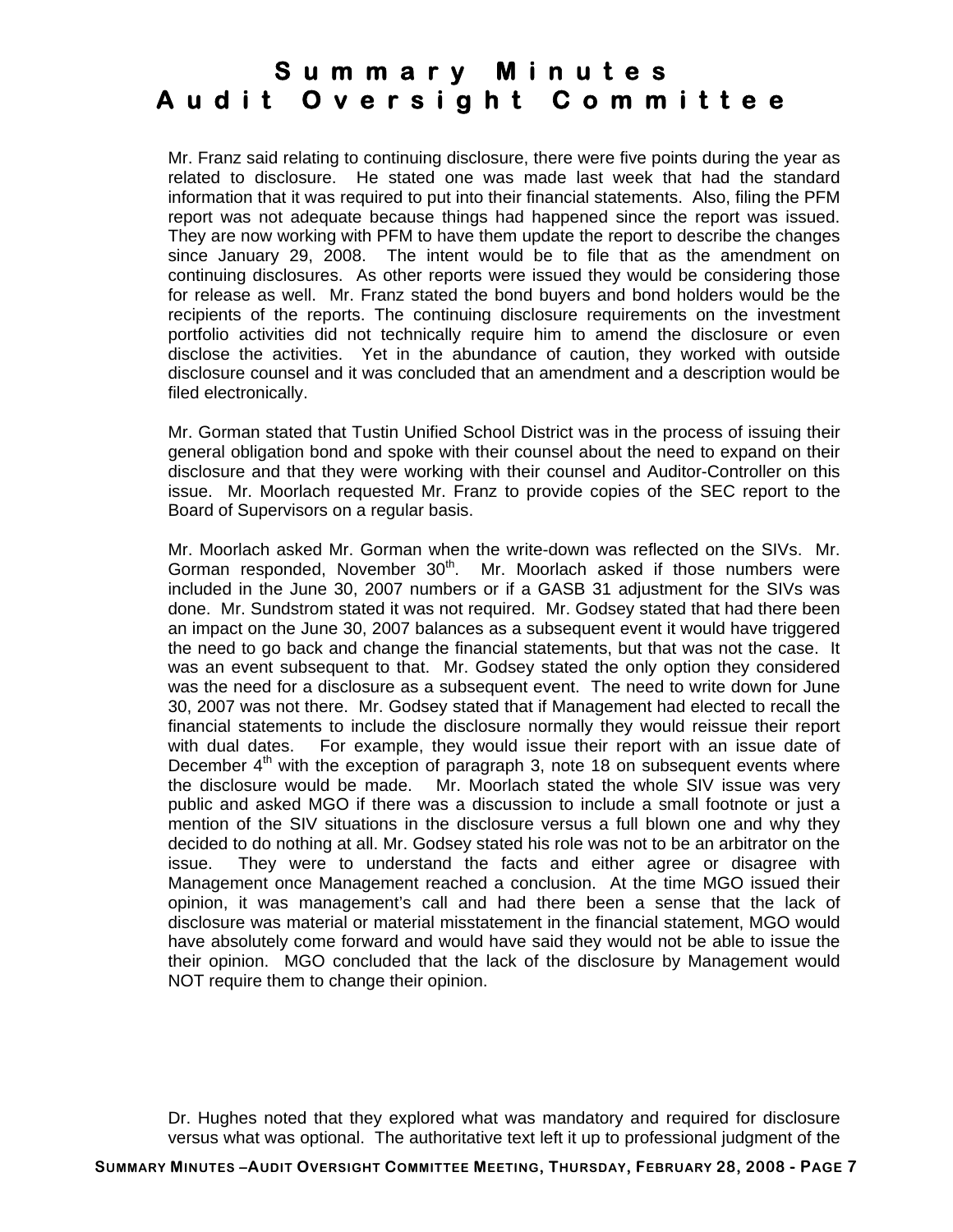Mr. Franz said relating to continuing disclosure, there were five points during the year as related to disclosure. He stated one was made last week that had the standard information that it was required to put into their financial statements. Also, filing the PFM report was not adequate because things had happened since the report was issued. They are now working with PFM to have them update the report to describe the changes since January 29, 2008. The intent would be to file that as the amendment on continuing disclosures. As other reports were issued they would be considering those for release as well. Mr. Franz stated the bond buyers and bond holders would be the recipients of the reports. The continuing disclosure requirements on the investment portfolio activities did not technically require him to amend the disclosure or even disclose the activities. Yet in the abundance of caution, they worked with outside disclosure counsel and it was concluded that an amendment and a description would be filed electronically.

Mr. Gorman stated that Tustin Unified School District was in the process of issuing their general obligation bond and spoke with their counsel about the need to expand on their disclosure and that they were working with their counsel and Auditor-Controller on this issue. Mr. Moorlach requested Mr. Franz to provide copies of the SEC report to the Board of Supervisors on a regular basis.

Mr. Moorlach asked Mr. Gorman when the write-down was reflected on the SIVs. Mr. Gorman responded, November 30th. Mr. Moorlach asked if those numbers were included in the June 30, 2007 numbers or if a GASB 31 adjustment for the SIVs was done. Mr. Sundstrom stated it was not required. Mr. Godsey stated that had there been an impact on the June 30, 2007 balances as a subsequent event it would have triggered the need to go back and change the financial statements, but that was not the case. It was an event subsequent to that. Mr. Godsey stated the only option they considered was the need for a disclosure as a subsequent event. The need to write down for June 30, 2007 was not there. Mr. Godsey stated that if Management had elected to recall the financial statements to include the disclosure normally they would reissue their report with dual dates. For example, they would issue their report with an issue date of December 4th with the exception of paragraph 3, note 18 on subsequent events where the disclosure would be made. Mr. Moorlach stated the whole SIV issue was very public and asked MGO if there was a discussion to include a small footnote or just a mention of the SIV situations in the disclosure versus a full blown one and why they decided to do nothing at all. Mr. Godsey stated his role was not to be an arbitrator on the issue. They were to understand the facts and either agree or disagree with Management once Management reached a conclusion. At the time MGO issued their opinion, it was management's call and had there been a sense that the lack of disclosure was material or material misstatement in the financial statement, MGO would have absolutely come forward and would have said they would not be able to issue the their opinion. MGO concluded that the lack of the disclosure by Management would NOT require them to change their opinion.

Dr. Hughes noted that they explored what was mandatory and required for disclosure versus what was optional. The authoritative text left it up to professional judgment of the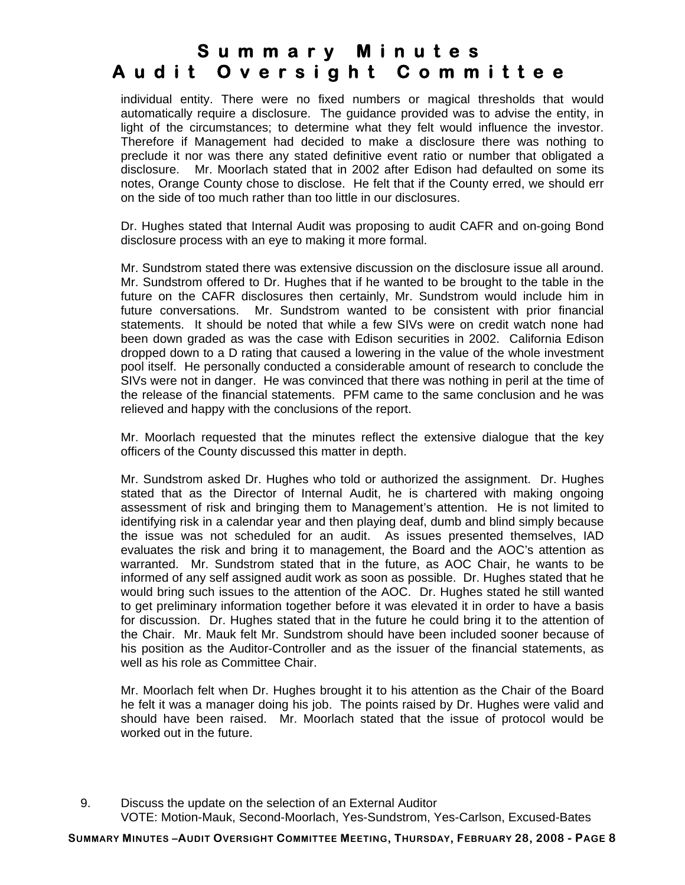individual entity. There were no fixed numbers or magical thresholds that would automatically require a disclosure. The guidance provided was to advise the entity, in light of the circumstances; to determine what they felt would influence the investor. Therefore if Management had decided to make a disclosure there was nothing to preclude it nor was there any stated definitive event ratio or number that obligated a disclosure. Mr. Moorlach stated that in 2002 after Edison had defaulted on some its notes, Orange County chose to disclose. He felt that if the County erred, we should err on the side of too much rather than too little in our disclosures.

Dr. Hughes stated that Internal Audit was proposing to audit CAFR and on-going Bond disclosure process with an eye to making it more formal.

Mr. Sundstrom stated there was extensive discussion on the disclosure issue all around. Mr. Sundstrom offered to Dr. Hughes that if he wanted to be brought to the table in the future on the CAFR disclosures then certainly, Mr. Sundstrom would include him in future conversations. Mr. Sundstrom wanted to be consistent with prior financial statements. It should be noted that while a few SIVs were on credit watch none had been down graded as was the case with Edison securities in 2002. California Edison dropped down to a D rating that caused a lowering in the value of the whole investment pool itself. He personally conducted a considerable amount of research to conclude the SIVs were not in danger. He was convinced that there was nothing in peril at the time of the release of the financial statements. PFM came to the same conclusion and he was relieved and happy with the conclusions of the report.

Mr. Moorlach requested that the minutes reflect the extensive dialogue that the key officers of the County discussed this matter in depth.

Mr. Sundstrom asked Dr. Hughes who told or authorized the assignment. Dr. Hughes stated that as the Director of Internal Audit, he is chartered with making ongoing assessment of risk and bringing them to Management's attention. He is not limited to identifying risk in a calendar year and then playing deaf, dumb and blind simply because the issue was not scheduled for an audit. As issues presented themselves, IAD evaluates the risk and bring it to management, the Board and the AOC's attention as warranted. Mr. Sundstrom stated that in the future, as AOC Chair, he wants to be informed of any self assigned audit work as soon as possible. Dr. Hughes stated that he would bring such issues to the attention of the AOC. Dr. Hughes stated he still wanted to get preliminary information together before it was elevated it in order to have a basis for discussion. Dr. Hughes stated that in the future he could bring it to the attention of the Chair. Mr. Mauk felt Mr. Sundstrom should have been included sooner because of his position as the Auditor-Controller and as the issuer of the financial statements, as well as his role as Committee Chair.

Mr. Moorlach felt when Dr. Hughes brought it to his attention as the Chair of the Board he felt it was a manager doing his job. The points raised by Dr. Hughes were valid and should have been raised. Mr. Moorlach stated that the issue of protocol would be worked out in the future.

9. Discuss the update on the selection of an External Auditor
   VOTE: Motion-Mauk, Second-Moorlach, Yes-Sundstrom, Yes-Carlson, Excused-Bates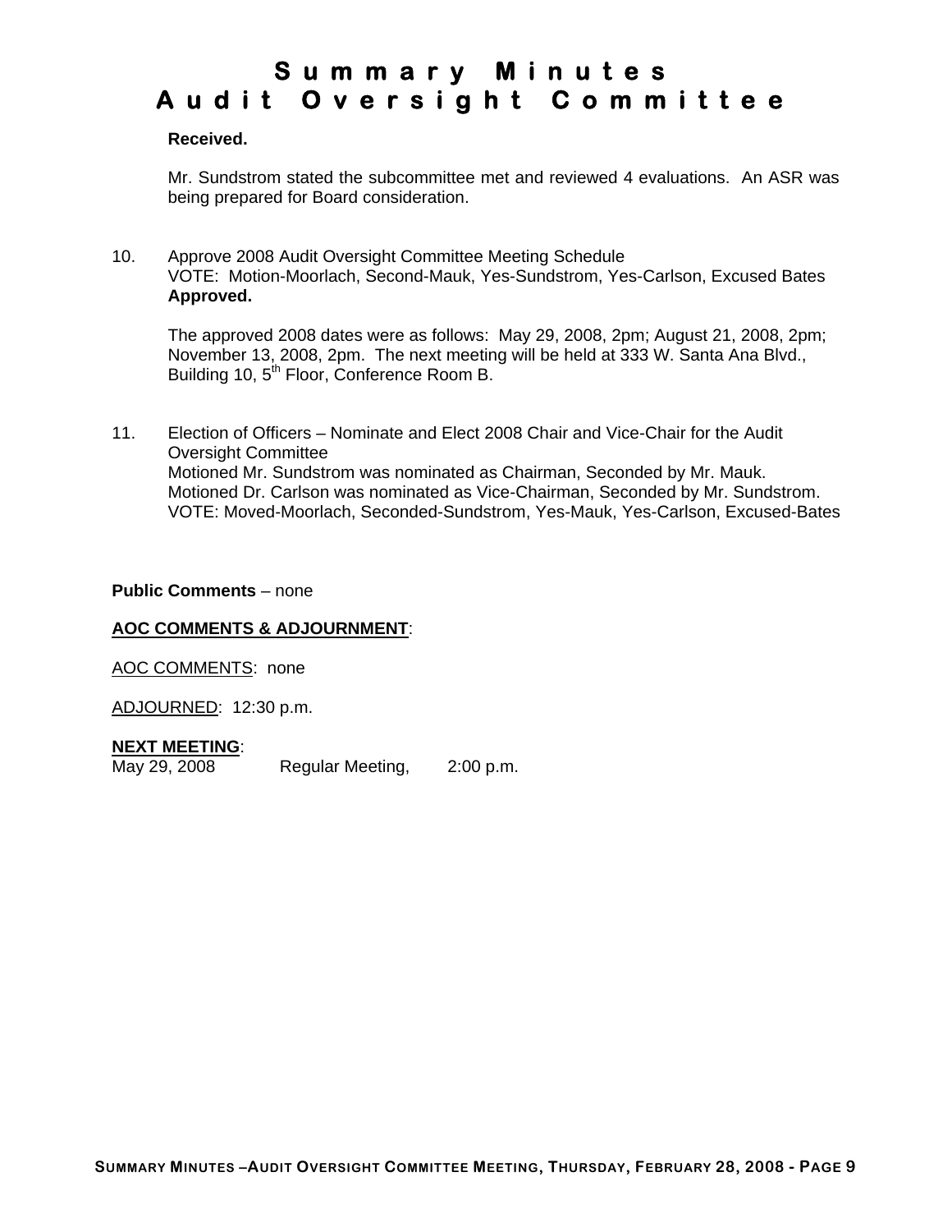**Received.**

Mr. Sundstrom stated the subcommittee met and reviewed 4 evaluations. An ASR was being prepared for Board consideration.

10. Approve 2008 Audit Oversight Committee Meeting Schedule
    VOTE: Motion-Moorlach, Second-Mauk, Yes-Sundstrom, Yes-Carlson, Excused Bates
    **Approved.**

    The approved 2008 dates were as follows: May 29, 2008, 2pm; August 21, 2008, 2pm; November 13, 2008, 2pm. The next meeting will be held at 333 W. Santa Ana Blvd., Building 10, 5th Floor, Conference Room B.

11. Election of Officers – Nominate and Elect 2008 Chair and Vice-Chair for the Audit Oversight Committee
    Motioned Mr. Sundstrom was nominated as Chairman, Seconded by Mr. Mauk.
    Motioned Dr. Carlson was nominated as Vice-Chairman, Seconded by Mr. Sundstrom.
    VOTE: Moved-Moorlach, Seconded-Sundstrom, Yes-Mauk, Yes-Carlson, Excused-Bates

**Public Comments** – none

**AOC COMMENTS & ADJOURNMENT**:

AOC COMMENTS: none

ADJOURNED: 12:30 p.m.

**NEXT MEETING**:
May 29, 2008 Regular Meeting, 2:00 p.m.